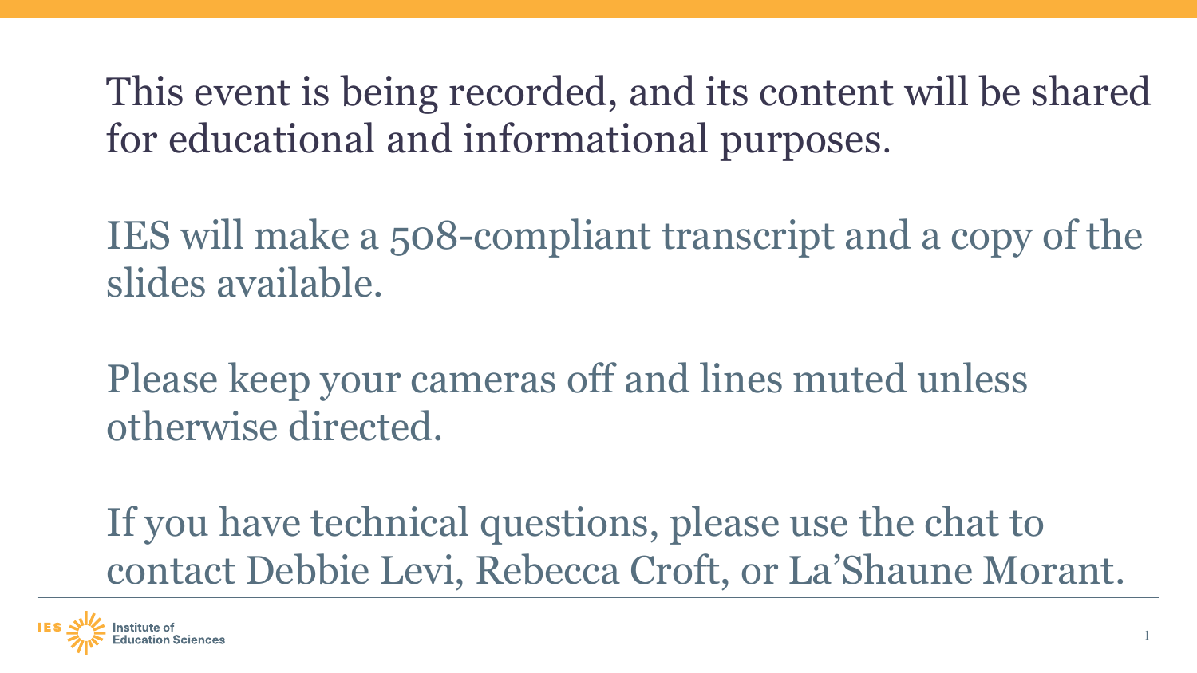This event is being recorded, and its content will be shared for educational and informational purposes.

IES will make a 508-compliant transcript and a copy of the slides available.

Please keep your cameras off and lines muted unless otherwise directed.

If you have technical questions, please use the chat to contact Debbie Levi, Rebecca Croft, or La'Shaune Morant.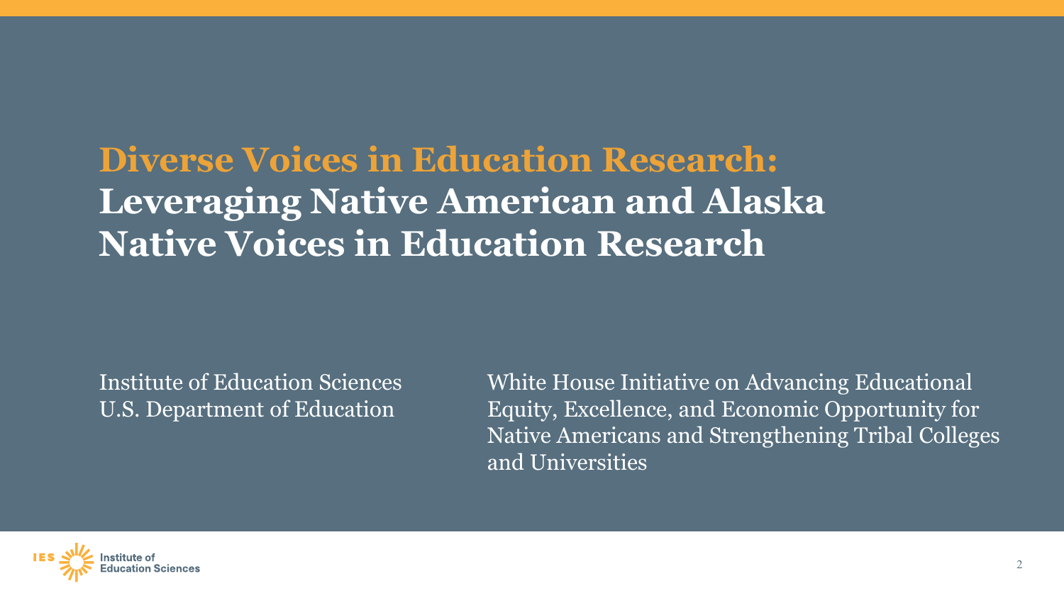# Diverse Voices in Education Research: Leveraging Native American and Alaska Native Voices in Education Research

Institute of Education Sciences
U.S. Department of Education

White House Initiative on Advancing Educational Equity, Excellence, and Economic Opportunity for Native Americans and Strengthening Tribal Colleges and Universities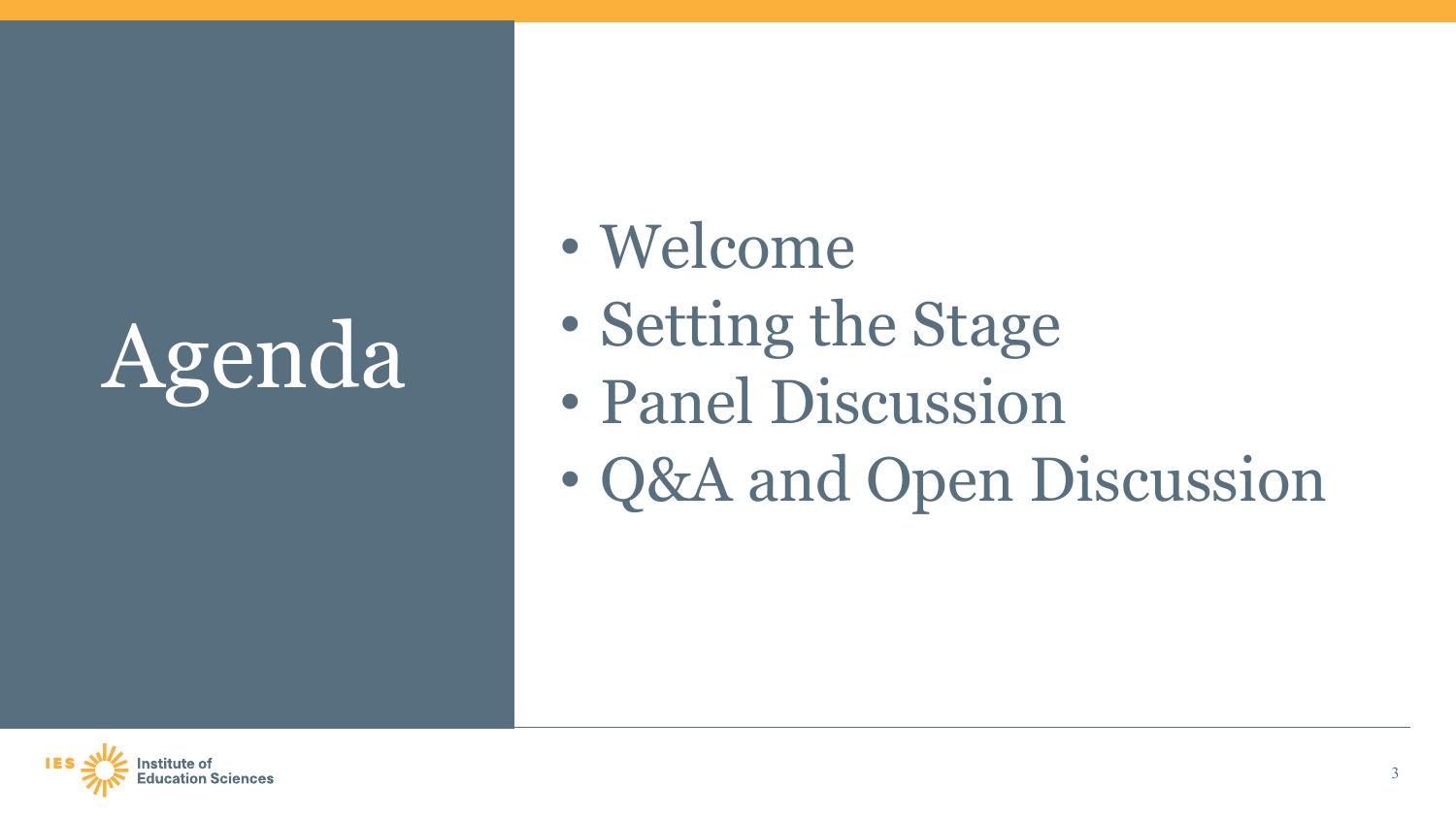# Agenda

- Welcome
- Setting the Stage
- Panel Discussion
- Q&A and Open Discussion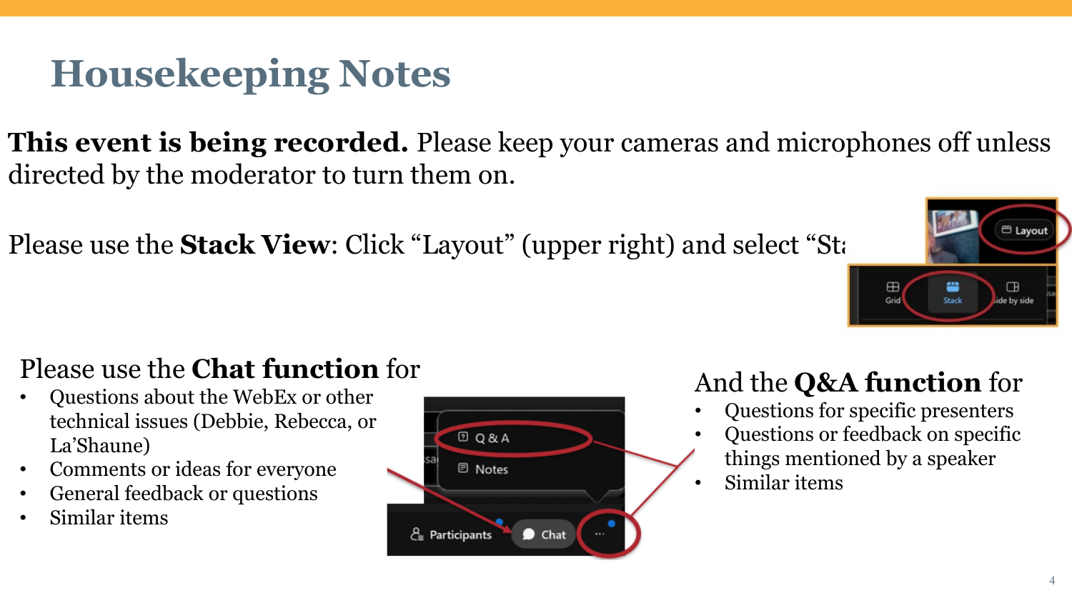# Housekeeping Notes

**This event is being recorded.** Please keep your cameras and microphones off unless directed by the moderator to turn them on.

Please use the **Stack View**: Click “Layout” (upper right) and select “Sta

Please use the **Chat function** for

- Questions about the WebEx or other technical issues (Debbie, Rebecca, or La’Shaune)
- Comments or ideas for everyone
- General feedback or questions
- Similar items

And the **Q&A function** for

- Questions for specific presenters
- Questions or feedback on specific things mentioned by a speaker
- Similar items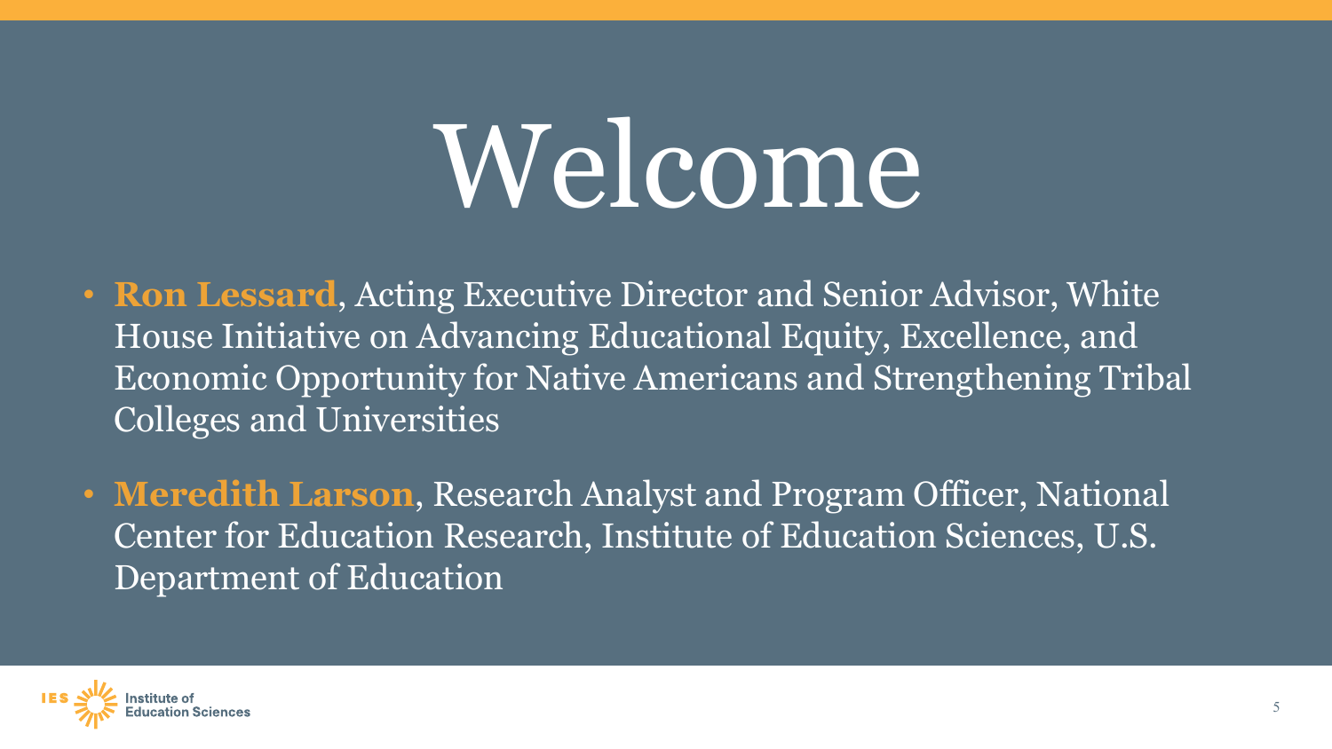# Welcome

- **Ron Lessard**, Acting Executive Director and Senior Advisor, White House Initiative on Advancing Educational Equity, Excellence, and Economic Opportunity for Native Americans and Strengthening Tribal Colleges and Universities
- **Meredith Larson**, Research Analyst and Program Officer, National Center for Education Research, Institute of Education Sciences, U.S. Department of Education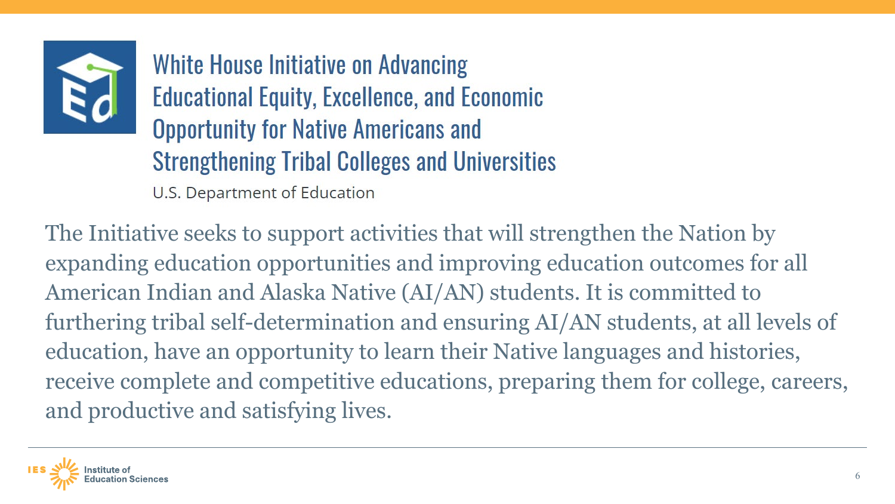# White House Initiative on Advancing Educational Equity, Excellence, and Economic Opportunity for Native Americans and Strengthening Tribal Colleges and Universities

U.S. Department of Education

The Initiative seeks to support activities that will strengthen the Nation by expanding education opportunities and improving education outcomes for all American Indian and Alaska Native (AI/AN) students. It is committed to furthering tribal self-determination and ensuring AI/AN students, at all levels of education, have an opportunity to learn their Native languages and histories, receive complete and competitive educations, preparing them for college, careers, and productive and satisfying lives.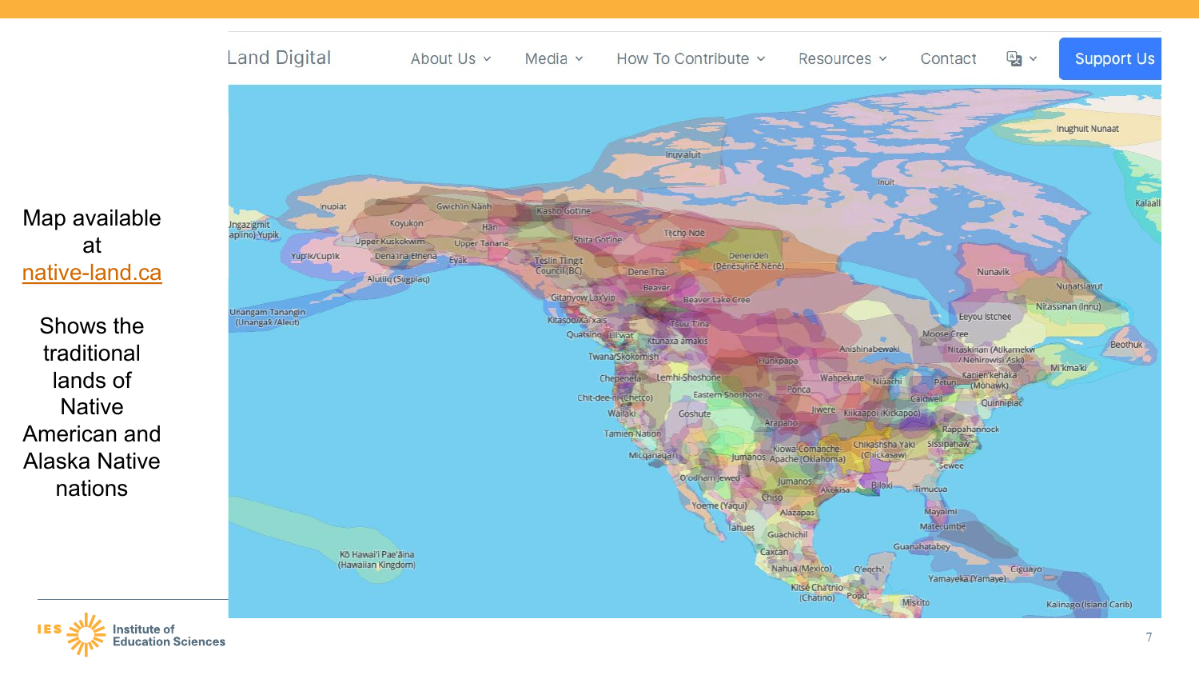Map available at native-land.ca

Shows the traditional lands of Native American and Alaska Native nations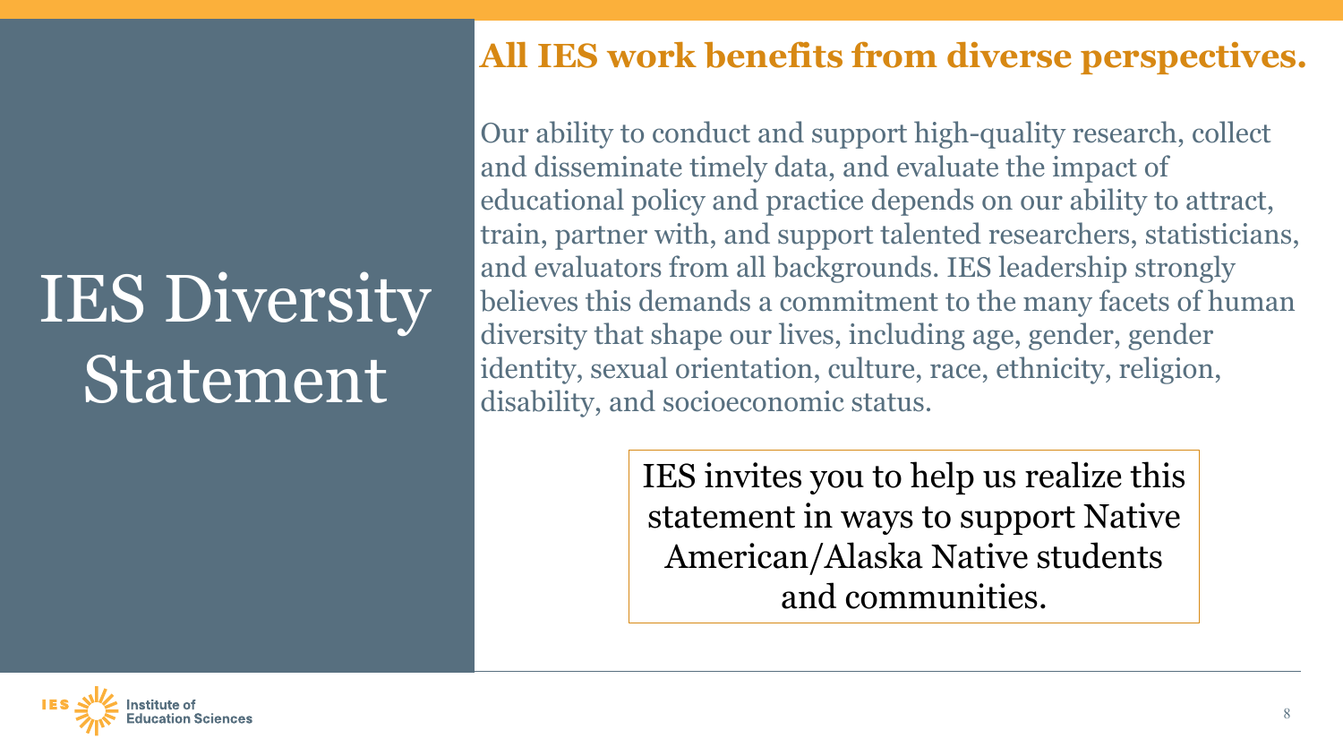# IES Diversity Statement

## All IES work benefits from diverse perspectives.

Our ability to conduct and support high-quality research, collect and disseminate timely data, and evaluate the impact of educational policy and practice depends on our ability to attract, train, partner with, and support talented researchers, statisticians, and evaluators from all backgrounds. IES leadership strongly believes this demands a commitment to the many facets of human diversity that shape our lives, including age, gender, gender identity, sexual orientation, culture, race, ethnicity, religion, disability, and socioeconomic status.

IES invites you to help us realize this statement in ways to support Native American/Alaska Native students and communities.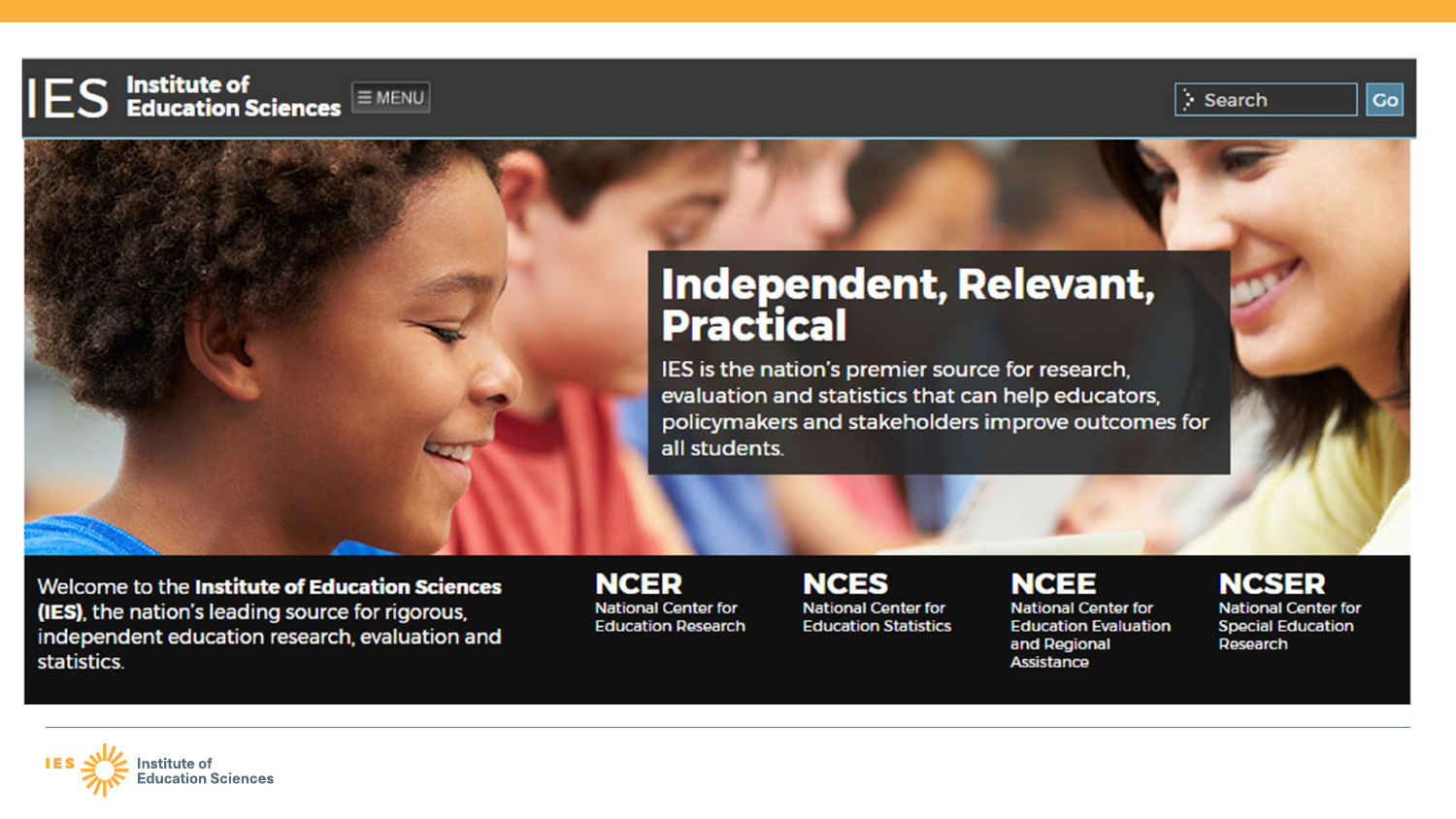IES Institute of Education Sciences ☰ MENU

Search Go

# Independent, Relevant, Practical

IES is the nation's premier source for research, evaluation and statistics that can help educators, policymakers and stakeholders improve outcomes for all students.

Welcome to the **Institute of Education Sciences (IES)**, the nation's leading source for rigorous, independent education research, evaluation and statistics.

**NCER**
National Center for Education Research

**NCES**
National Center for Education Statistics

**NCEE**
National Center for Education Evaluation and Regional Assistance

**NCSER**
National Center for Special Education Research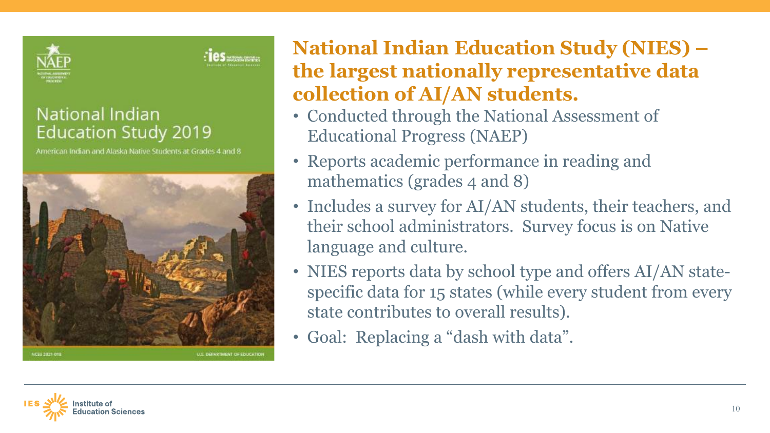National Indian Education Study 2019

American Indian and Alaska Native Students at Grades 4 and 8

NCES 2021-018

U.S. DEPARTMENT OF EDUCATION

## National Indian Education Study (NIES) – the largest nationally representative data collection of AI/AN students.

- Conducted through the National Assessment of Educational Progress (NAEP)
- Reports academic performance in reading and mathematics (grades 4 and 8)
- Includes a survey for AI/AN students, their teachers, and their school administrators. Survey focus is on Native language and culture.
- NIES reports data by school type and offers AI/AN state-specific data for 15 states (while every student from every state contributes to overall results).
- Goal: Replacing a "dash with data".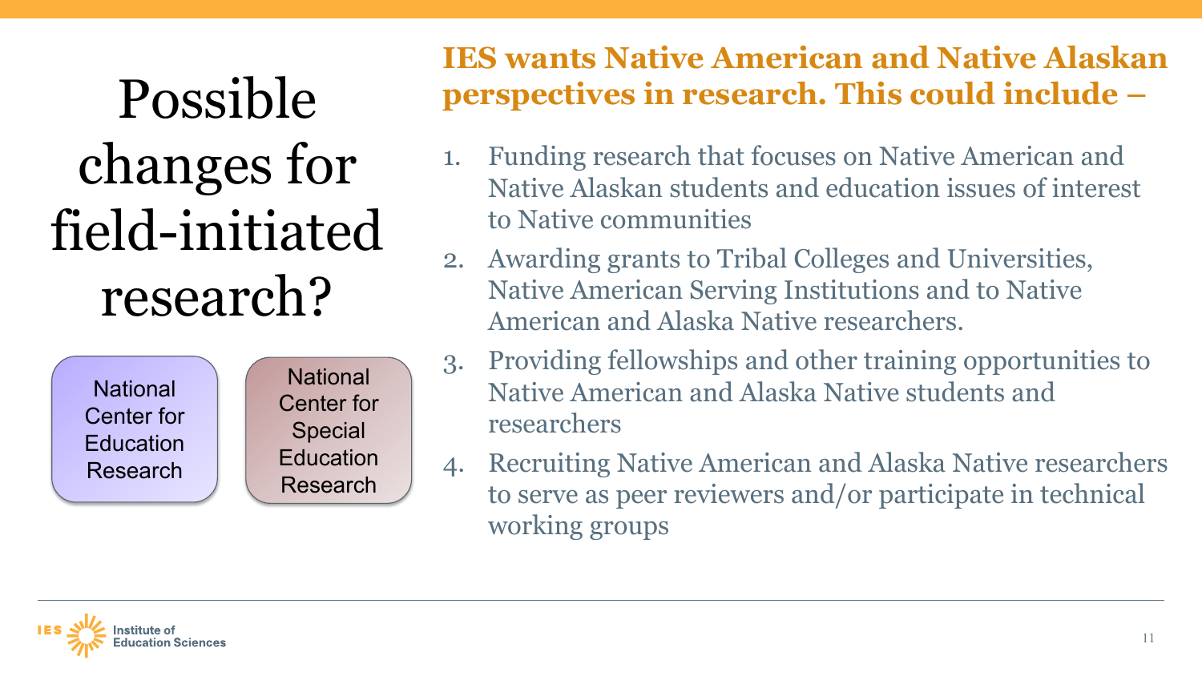# Possible changes for field-initiated research?

National Center for Education Research

National Center for Special Education Research

## IES wants Native American and Native Alaskan perspectives in research. This could include –

1. Funding research that focuses on Native American and Native Alaskan students and education issues of interest to Native communities
2. Awarding grants to Tribal Colleges and Universities, Native American Serving Institutions and to Native American and Alaska Native researchers.
3. Providing fellowships and other training opportunities to Native American and Alaska Native students and researchers
4. Recruiting Native American and Alaska Native researchers to serve as peer reviewers and/or participate in technical working groups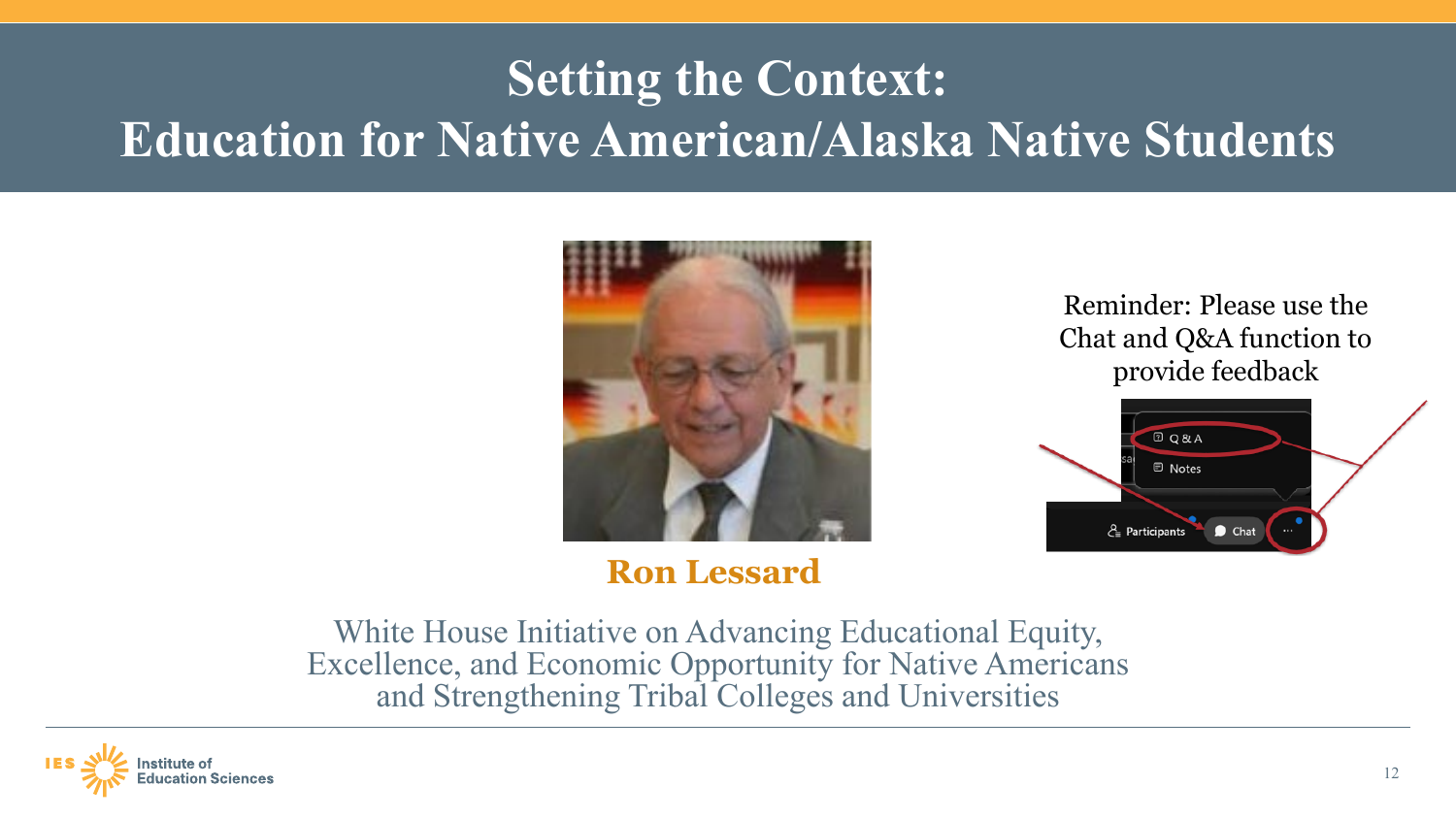# Setting the Context: Education for Native American/Alaska Native Students

**Ron Lessard**

White House Initiative on Advancing Educational Equity, Excellence, and Economic Opportunity for Native Americans and Strengthening Tribal Colleges and Universities

Reminder: Please use the Chat and Q&A function to provide feedback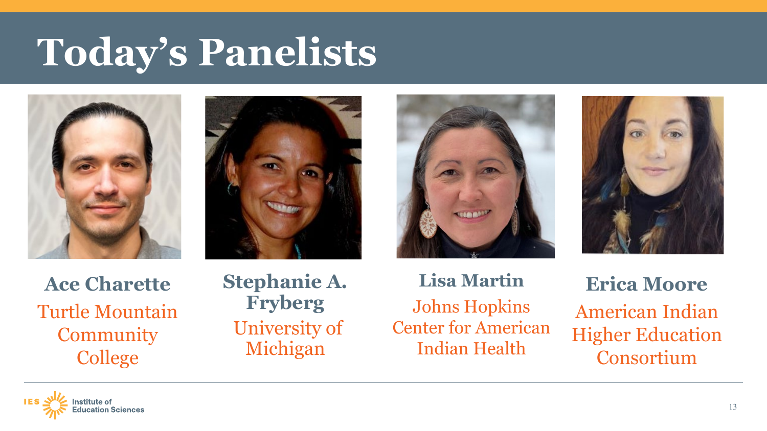# Today's Panelists

**Ace Charette**
Turtle Mountain Community College

**Stephanie A. Fryberg**
University of Michigan

**Lisa Martin**
Johns Hopkins Center for American Indian Health

**Erica Moore**
American Indian Higher Education Consortium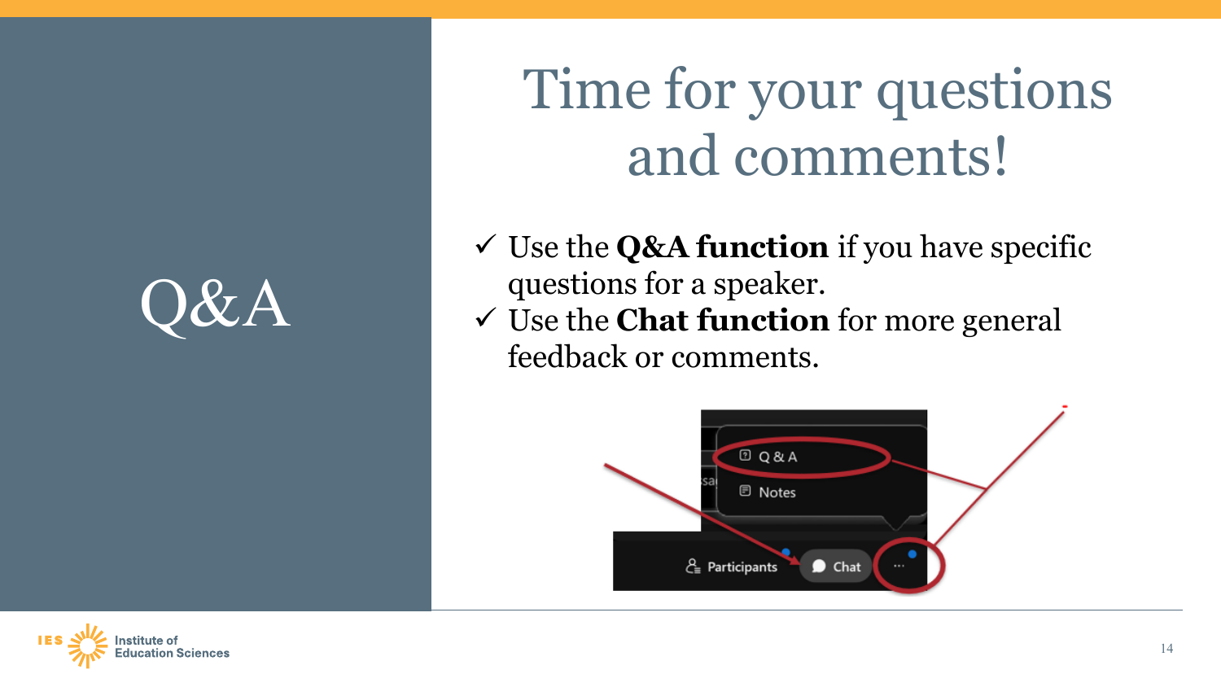# Q&A

## Time for your questions and comments!

- ✓ Use the **Q&A function** if you have specific questions for a speaker.
- ✓ Use the **Chat function** for more general feedback or comments.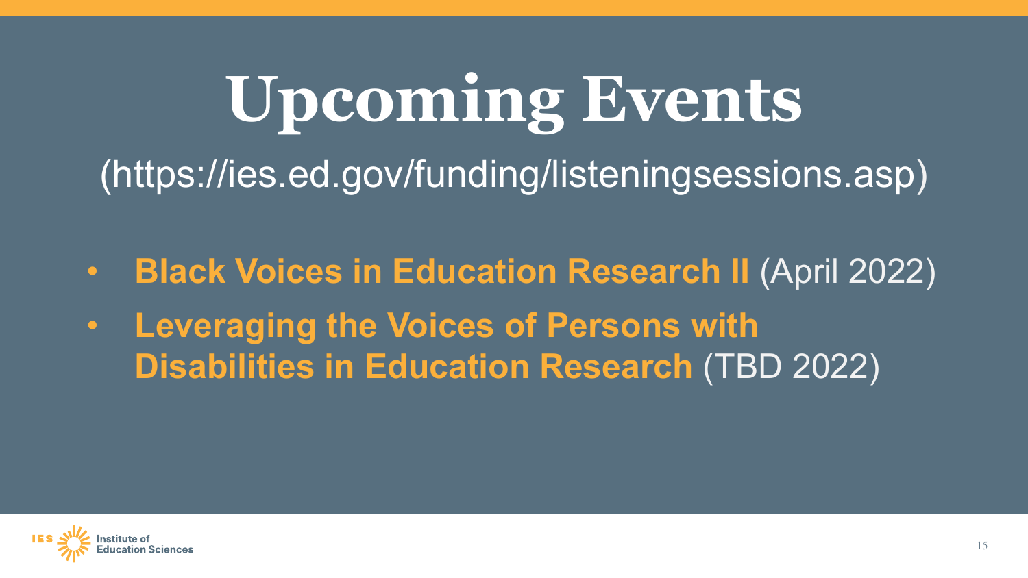# Upcoming Events

(https://ies.ed.gov/funding/listeningsessions.asp)

- **Black Voices in Education Research II** (April 2022)
- **Leveraging the Voices of Persons with Disabilities in Education Research** (TBD 2022)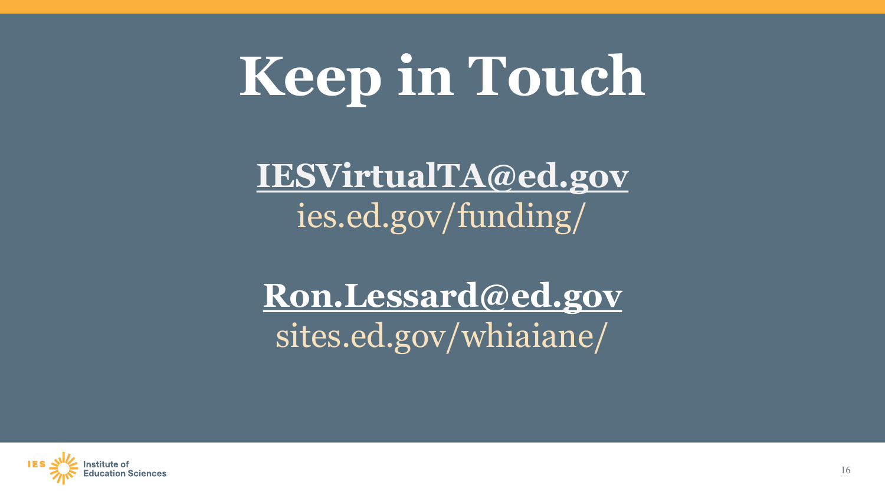# Keep in Touch

**IESVirtualTA@ed.gov**

ies.ed.gov/funding/

**Ron.Lessard@ed.gov**

sites.ed.gov/whiaiane/